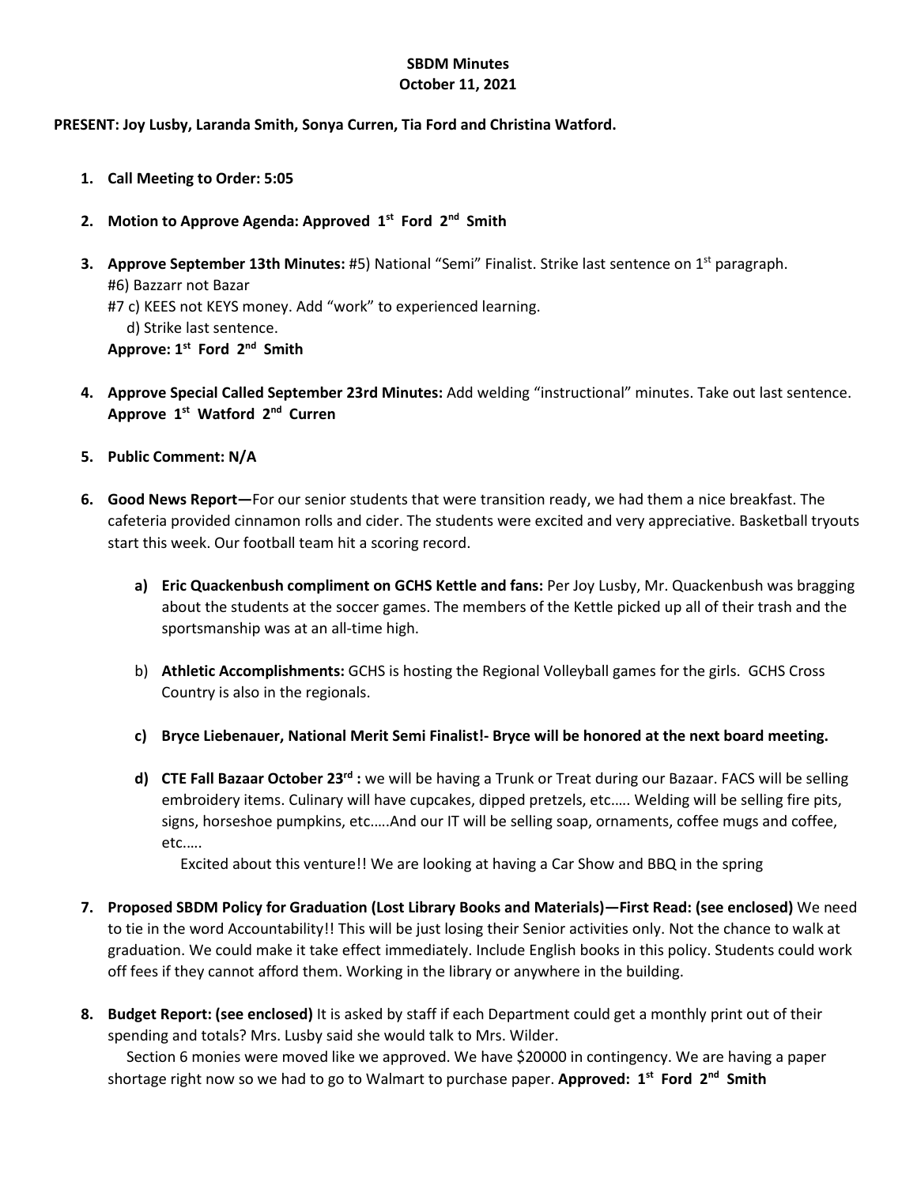**SBDM Minutes**
**October 11, 2021**

**PRESENT: Joy Lusby, Laranda Smith, Sonya Curren, Tia Ford and Christina Watford.**

1. **Call Meeting to Order: 5:05**

2. **Motion to Approve Agenda: Approved 1st Ford 2nd Smith**

3. **Approve September 13th Minutes:** #5) National "Semi" Finalist. Strike last sentence on 1st paragraph.
   #6) Bazzarr not Bazar
   #7 c) KEES not KEYS money. Add "work" to experienced learning.
   d) Strike last sentence.
   **Approve: 1st Ford 2nd Smith**

4. **Approve Special Called September 23rd Minutes:** Add welding "instructional" minutes. Take out last sentence. **Approve 1st Watford 2nd Curren**

5. **Public Comment: N/A**

6. **Good News Report—**For our senior students that were transition ready, we had them a nice breakfast. The cafeteria provided cinnamon rolls and cider. The students were excited and very appreciative. Basketball tryouts start this week. Our football team hit a scoring record.

   a) **Eric Quackenbush compliment on GCHS Kettle and fans:** Per Joy Lusby, Mr. Quackenbush was bragging about the students at the soccer games. The members of the Kettle picked up all of their trash and the sportsmanship was at an all-time high.

   b) **Athletic Accomplishments:** GCHS is hosting the Regional Volleyball games for the girls. GCHS Cross Country is also in the regionals.

   c) **Bryce Liebenauer, National Merit Semi Finalist!- Bryce will be honored at the next board meeting.**

   d) **CTE Fall Bazaar October 23rd :** we will be having a Trunk or Treat during our Bazaar. FACS will be selling embroidery items. Culinary will have cupcakes, dipped pretzels, etc….. Welding will be selling fire pits, signs, horseshoe pumpkins, etc…..And our IT will be selling soap, ornaments, coffee mugs and coffee, etc…..
   Excited about this venture!! We are looking at having a Car Show and BBQ in the spring

7. **Proposed SBDM Policy for Graduation (Lost Library Books and Materials)—First Read: (see enclosed)** We need to tie in the word Accountability!! This will be just losing their Senior activities only. Not the chance to walk at graduation. We could make it take effect immediately. Include English books in this policy. Students could work off fees if they cannot afford them. Working in the library or anywhere in the building.

8. **Budget Report: (see enclosed)** It is asked by staff if each Department could get a monthly print out of their spending and totals? Mrs. Lusby said she would talk to Mrs. Wilder.
   Section 6 monies were moved like we approved. We have $20000 in contingency. We are having a paper shortage right now so we had to go to Walmart to purchase paper. **Approved: 1st Ford 2nd Smith**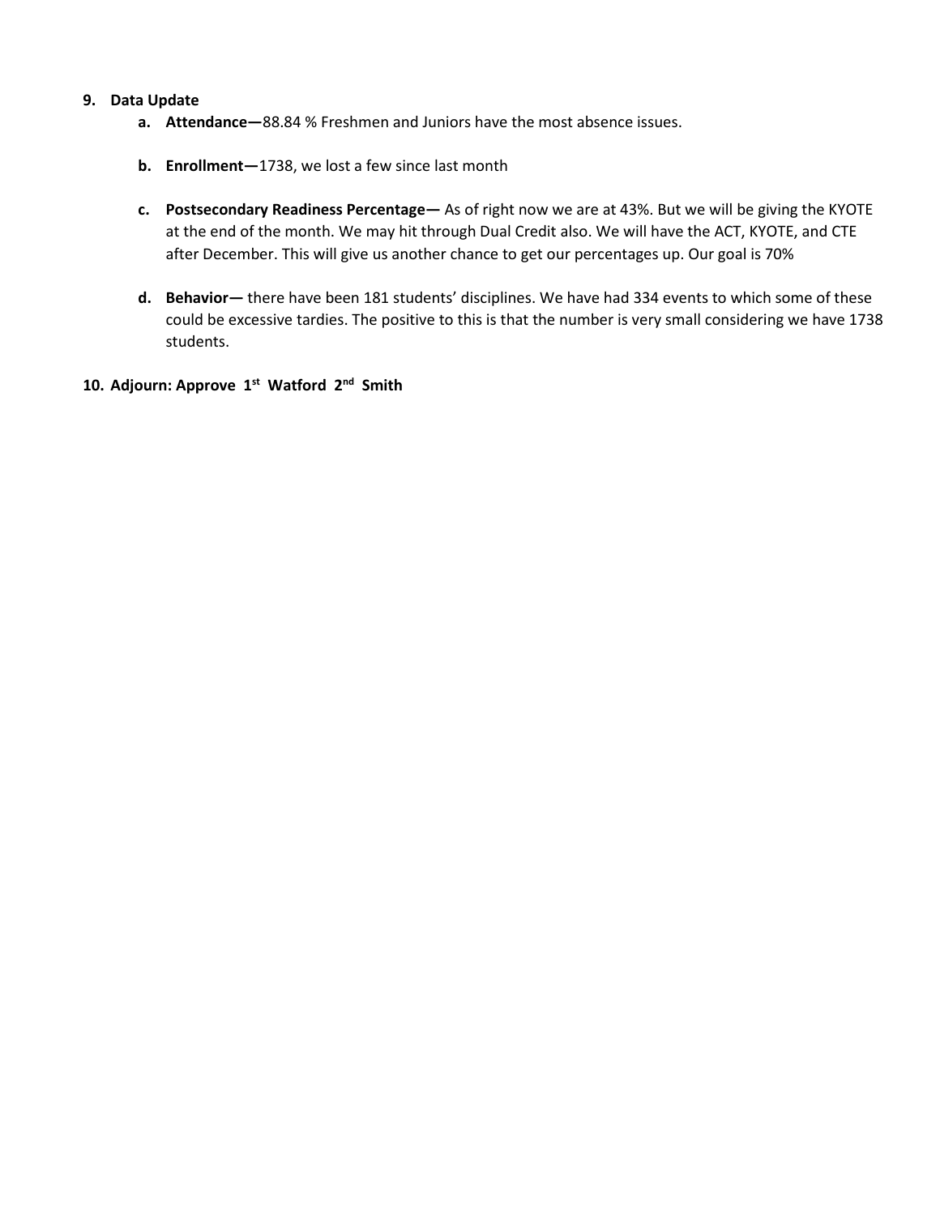9. **Data Update**
   a. **Attendance—**88.84 % Freshmen and Juniors have the most absence issues.

   b. **Enrollment—**1738, we lost a few since last month

   c. **Postsecondary Readiness Percentage—** As of right now we are at 43%. But we will be giving the KYOTE at the end of the month. We may hit through Dual Credit also. We will have the ACT, KYOTE, and CTE after December. This will give us another chance to get our percentages up. Our goal is 70%

   d. **Behavior—** there have been 181 students' disciplines. We have had 334 events to which some of these could be excessive tardies. The positive to this is that the number is very small considering we have 1738 students.

10. **Adjourn: Approve 1st Watford 2nd Smith**